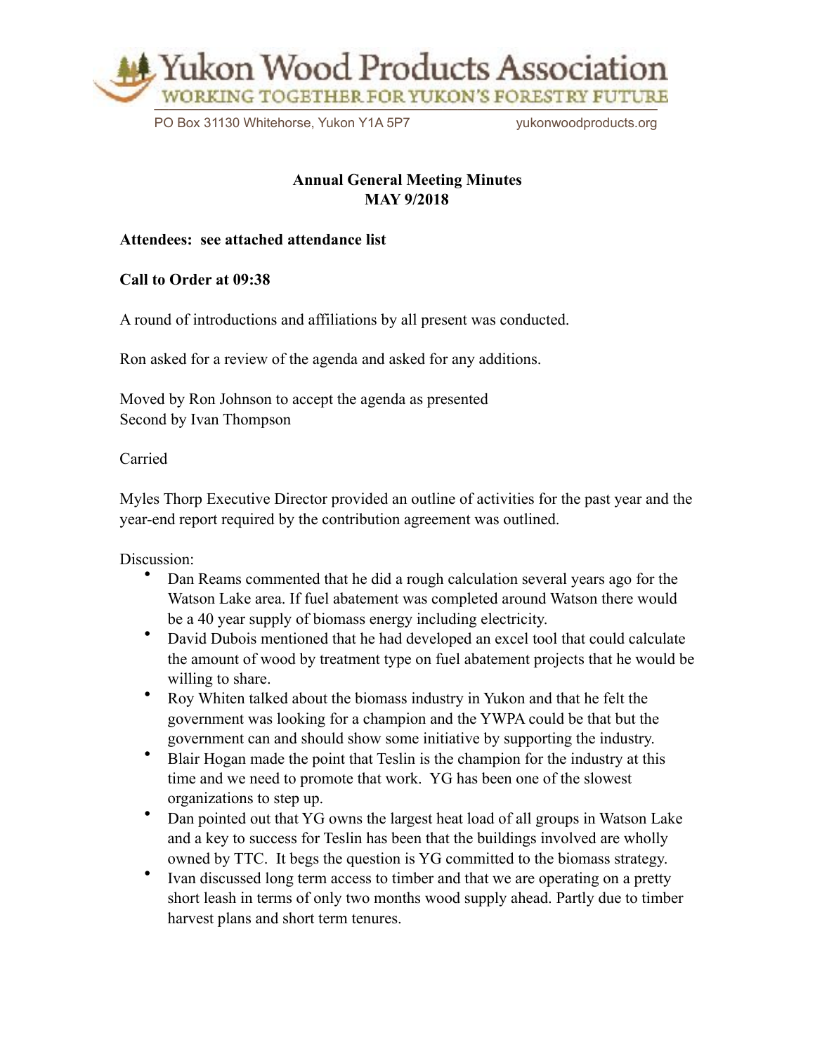# Yukon Wood Products Association

WORKING TOGETHER FOR YUKON'S FORESTRY FUTURE

PO Box 31130 Whitehorse, Yukon Y1A 5P7 yukonwoodproducts.org

## Annual General Meeting Minutes
## MAY 9/2018

**Attendees: see attached attendance list**

**Call to Order at 09:38**

A round of introductions and affiliations by all present was conducted.

Ron asked for a review of the agenda and asked for any additions.

Moved by Ron Johnson to accept the agenda as presented
Second by Ivan Thompson

Carried

Myles Thorp Executive Director provided an outline of activities for the past year and the year-end report required by the contribution agreement was outlined.

Discussion:

- Dan Reams commented that he did a rough calculation several years ago for the Watson Lake area. If fuel abatement was completed around Watson there would be a 40 year supply of biomass energy including electricity.
- David Dubois mentioned that he had developed an excel tool that could calculate the amount of wood by treatment type on fuel abatement projects that he would be willing to share.
- Roy Whiten talked about the biomass industry in Yukon and that he felt the government was looking for a champion and the YWPA could be that but the government can and should show some initiative by supporting the industry.
- Blair Hogan made the point that Teslin is the champion for the industry at this time and we need to promote that work. YG has been one of the slowest organizations to step up.
- Dan pointed out that YG owns the largest heat load of all groups in Watson Lake and a key to success for Teslin has been that the buildings involved are wholly owned by TTC. It begs the question is YG committed to the biomass strategy.
- Ivan discussed long term access to timber and that we are operating on a pretty short leash in terms of only two months wood supply ahead. Partly due to timber harvest plans and short term tenures.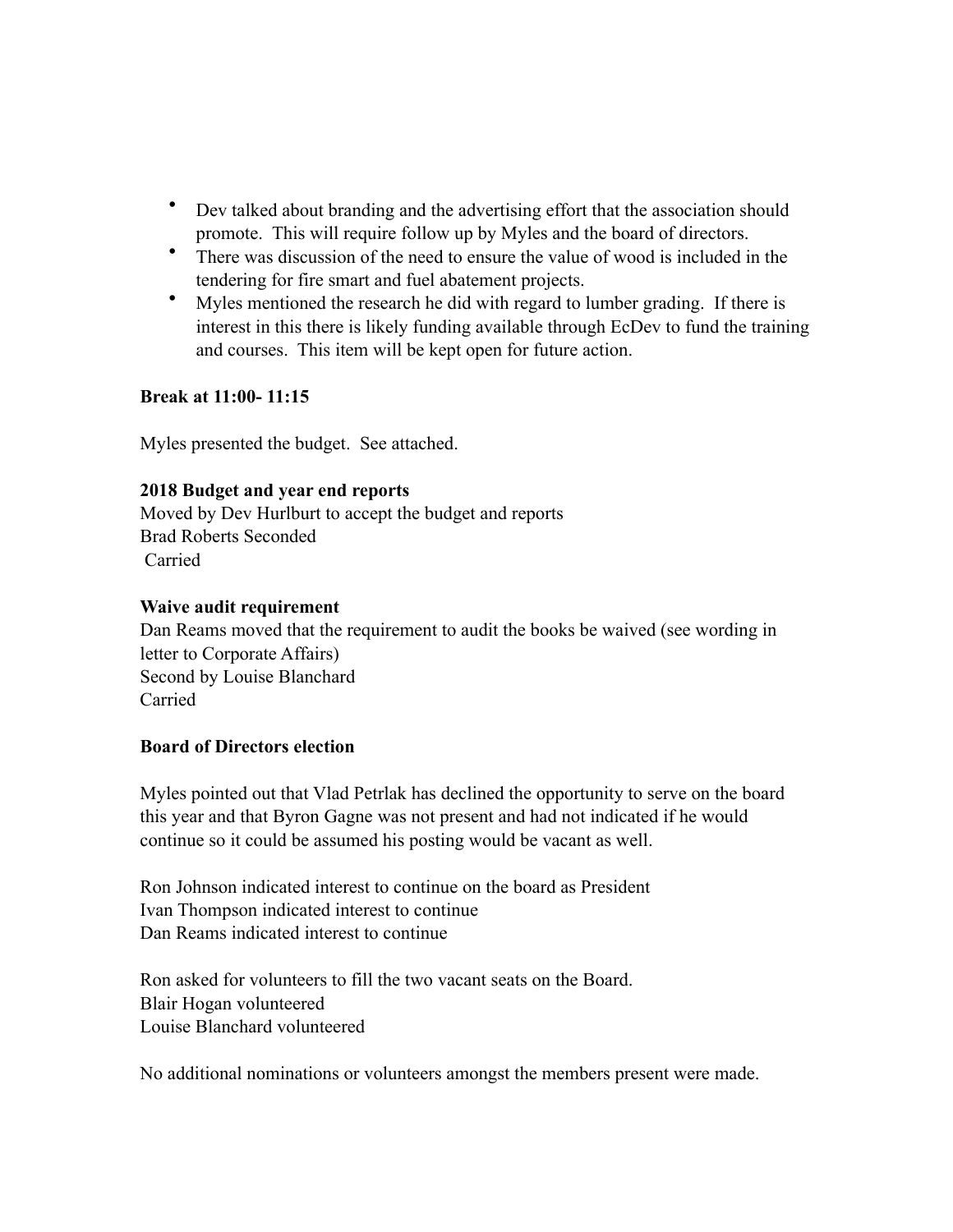- Dev talked about branding and the advertising effort that the association should promote. This will require follow up by Myles and the board of directors.
- There was discussion of the need to ensure the value of wood is included in the tendering for fire smart and fuel abatement projects.
- Myles mentioned the research he did with regard to lumber grading. If there is interest in this there is likely funding available through EcDev to fund the training and courses. This item will be kept open for future action.

**Break at 11:00- 11:15**

Myles presented the budget. See attached.

**2018 Budget and year end reports**

Moved by Dev Hurlburt to accept the budget and reports
Brad Roberts Seconded
Carried

**Waive audit requirement**

Dan Reams moved that the requirement to audit the books be waived (see wording in letter to Corporate Affairs)
Second by Louise Blanchard
Carried

**Board of Directors election**

Myles pointed out that Vlad Petrlak has declined the opportunity to serve on the board this year and that Byron Gagne was not present and had not indicated if he would continue so it could be assumed his posting would be vacant as well.

Ron Johnson indicated interest to continue on the board as President
Ivan Thompson indicated interest to continue
Dan Reams indicated interest to continue

Ron asked for volunteers to fill the two vacant seats on the Board.
Blair Hogan volunteered
Louise Blanchard volunteered

No additional nominations or volunteers amongst the members present were made.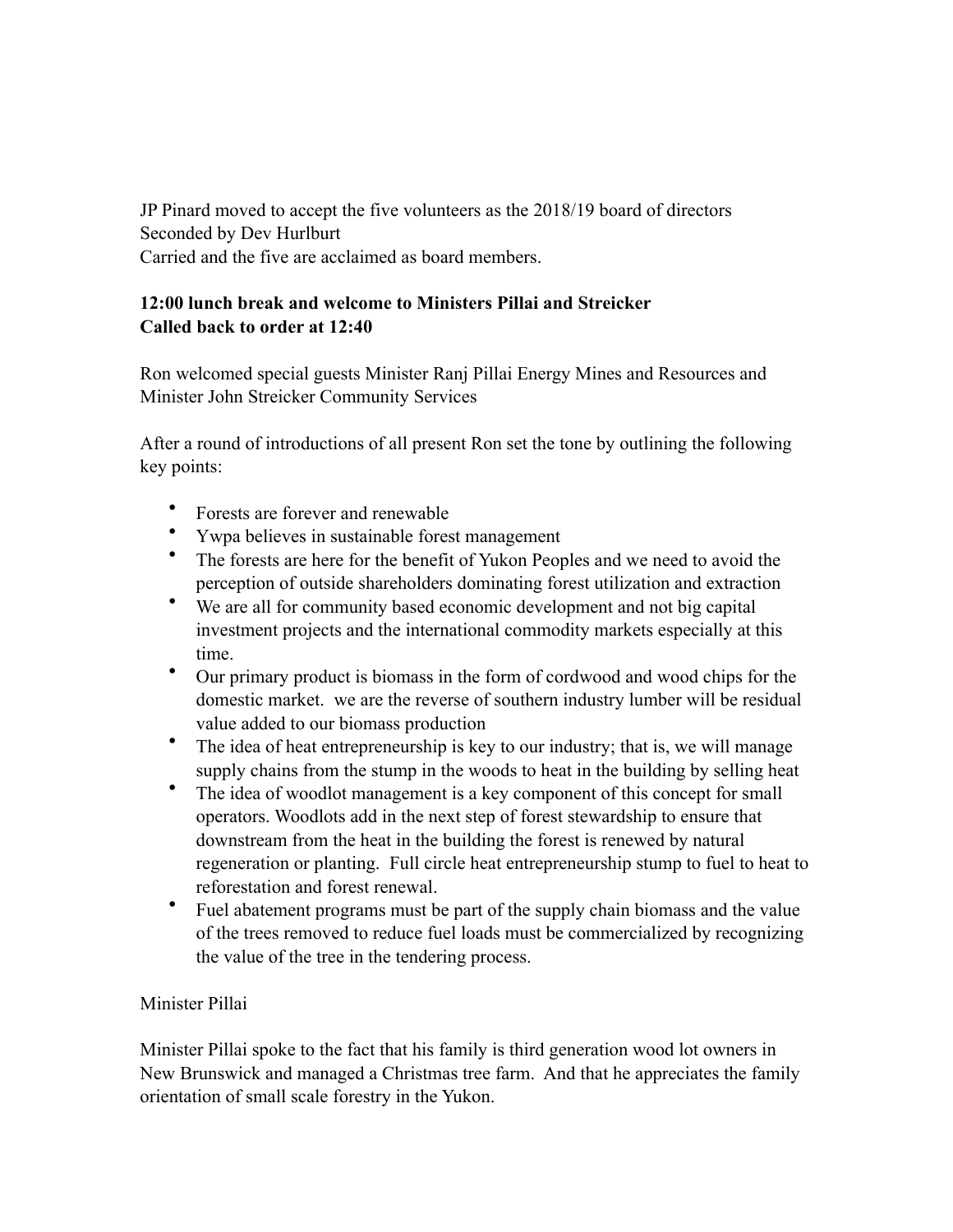JP Pinard moved to accept the five volunteers as the 2018/19 board of directors
Seconded by Dev Hurlburt
Carried and the five are acclaimed as board members.

**12:00 lunch break and welcome to Ministers Pillai and Streicker**
**Called back to order at 12:40**

Ron welcomed special guests Minister Ranj Pillai Energy Mines and Resources and Minister John Streicker Community Services

After a round of introductions of all present Ron set the tone by outlining the following key points:

- Forests are forever and renewable
- Ywpa believes in sustainable forest management
- The forests are here for the benefit of Yukon Peoples and we need to avoid the perception of outside shareholders dominating forest utilization and extraction
- We are all for community based economic development and not big capital investment projects and the international commodity markets especially at this time.
- Our primary product is biomass in the form of cordwood and wood chips for the domestic market. we are the reverse of southern industry lumber will be residual value added to our biomass production
- The idea of heat entrepreneurship is key to our industry; that is, we will manage supply chains from the stump in the woods to heat in the building by selling heat
- The idea of woodlot management is a key component of this concept for small operators. Woodlots add in the next step of forest stewardship to ensure that downstream from the heat in the building the forest is renewed by natural regeneration or planting. Full circle heat entrepreneurship stump to fuel to heat to reforestation and forest renewal.
- Fuel abatement programs must be part of the supply chain biomass and the value of the trees removed to reduce fuel loads must be commercialized by recognizing the value of the tree in the tendering process.

Minister Pillai

Minister Pillai spoke to the fact that his family is third generation wood lot owners in New Brunswick and managed a Christmas tree farm. And that he appreciates the family orientation of small scale forestry in the Yukon.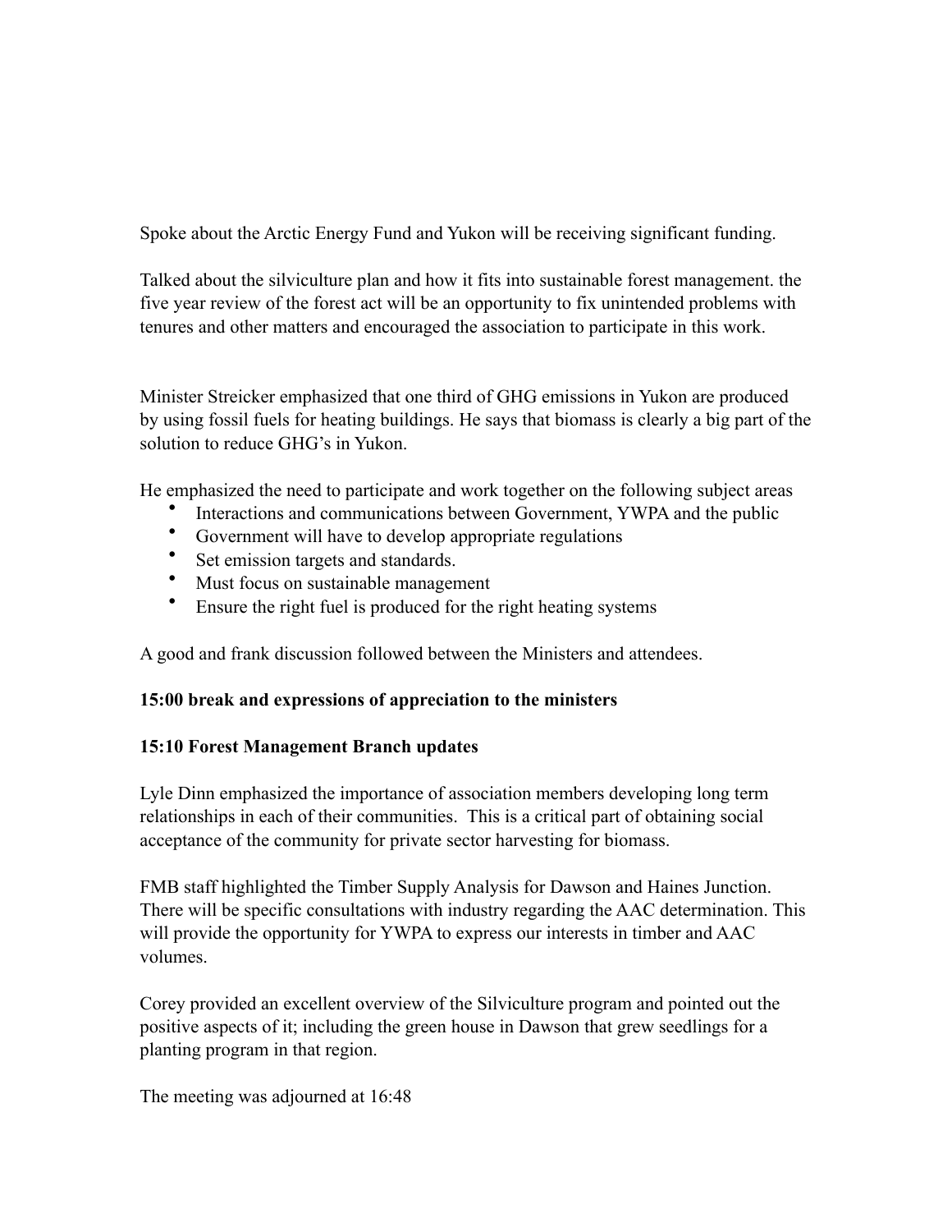Spoke about the Arctic Energy Fund and Yukon will be receiving significant funding.

Talked about the silviculture plan and how it fits into sustainable forest management. the five year review of the forest act will be an opportunity to fix unintended problems with tenures and other matters and encouraged the association to participate in this work.

Minister Streicker emphasized that one third of GHG emissions in Yukon are produced by using fossil fuels for heating buildings. He says that biomass is clearly a big part of the solution to reduce GHG's in Yukon.

He emphasized the need to participate and work together on the following subject areas

- Interactions and communications between Government, YWPA and the public
- Government will have to develop appropriate regulations
- Set emission targets and standards.
- Must focus on sustainable management
- Ensure the right fuel is produced for the right heating systems

A good and frank discussion followed between the Ministers and attendees.

**15:00 break and expressions of appreciation to the ministers**

**15:10 Forest Management Branch updates**

Lyle Dinn emphasized the importance of association members developing long term relationships in each of their communities. This is a critical part of obtaining social acceptance of the community for private sector harvesting for biomass.

FMB staff highlighted the Timber Supply Analysis for Dawson and Haines Junction. There will be specific consultations with industry regarding the AAC determination. This will provide the opportunity for YWPA to express our interests in timber and AAC volumes.

Corey provided an excellent overview of the Silviculture program and pointed out the positive aspects of it; including the green house in Dawson that grew seedlings for a planting program in that region.

The meeting was adjourned at 16:48